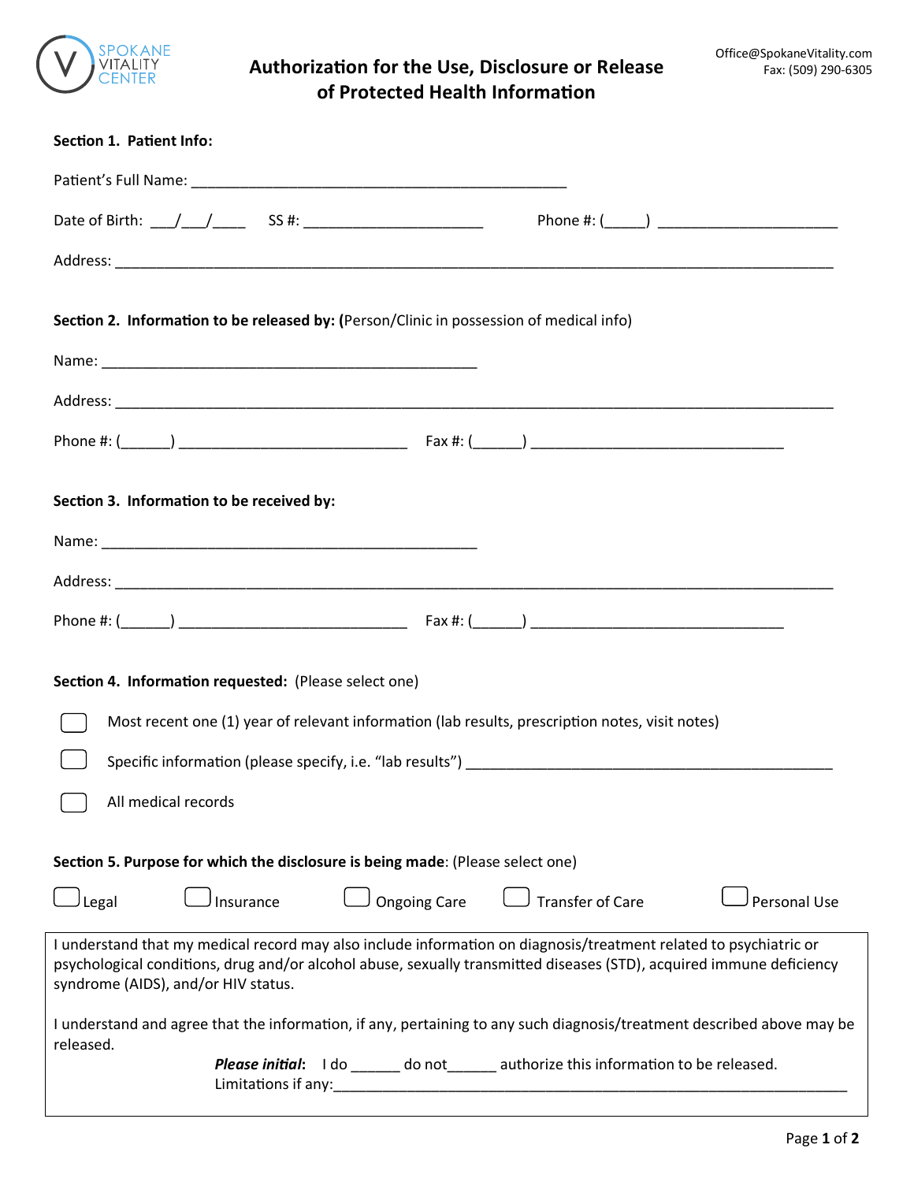SPOKANE VITALITY CENTER

Office@SpokaneVitality.com
Fax: (509) 290-6305

# Authorization for the Use, Disclosure or Release of Protected Health Information

**Section 1. Patient Info:**

Patient's Full Name: ______________________________________________

Date of Birth: ___/___/____ SS #: ______________________ Phone #: (_____) ______________________

Address: ________________________________________________________________________________________

**Section 2. Information to be released by: (**Person/Clinic in possession of medical info)

Name: ______________________________________________

Address: ________________________________________________________________________________________

Phone #: (______) ____________________________ Fax #: (______) _______________________________

**Section 3. Information to be received by:**

Name: ______________________________________________

Address: ________________________________________________________________________________________

Phone #: (______) ____________________________ Fax #: (______) _______________________________

**Section 4. Information requested:** (Please select one)

- ☐ Most recent one (1) year of relevant information (lab results, prescription notes, visit notes)
- ☐ Specific information (please specify, i.e. "lab results") _____________________________________________
- ☐ All medical records

**Section 5. Purpose for which the disclosure is being made**: (Please select one)

☐ Legal ☐ Insurance ☐ Ongoing Care ☐ Transfer of Care ☐ Personal Use

I understand that my medical record may also include information on diagnosis/treatment related to psychiatric or psychological conditions, drug and/or alcohol abuse, sexually transmitted diseases (STD), acquired immune deficiency syndrome (AIDS), and/or HIV status.

I understand and agree that the information, if any, pertaining to any such diagnosis/treatment described above may be released.

***Please initial*:** I do ______ do not______ authorize this information to be released.
Limitations if any:_________________________________________________________________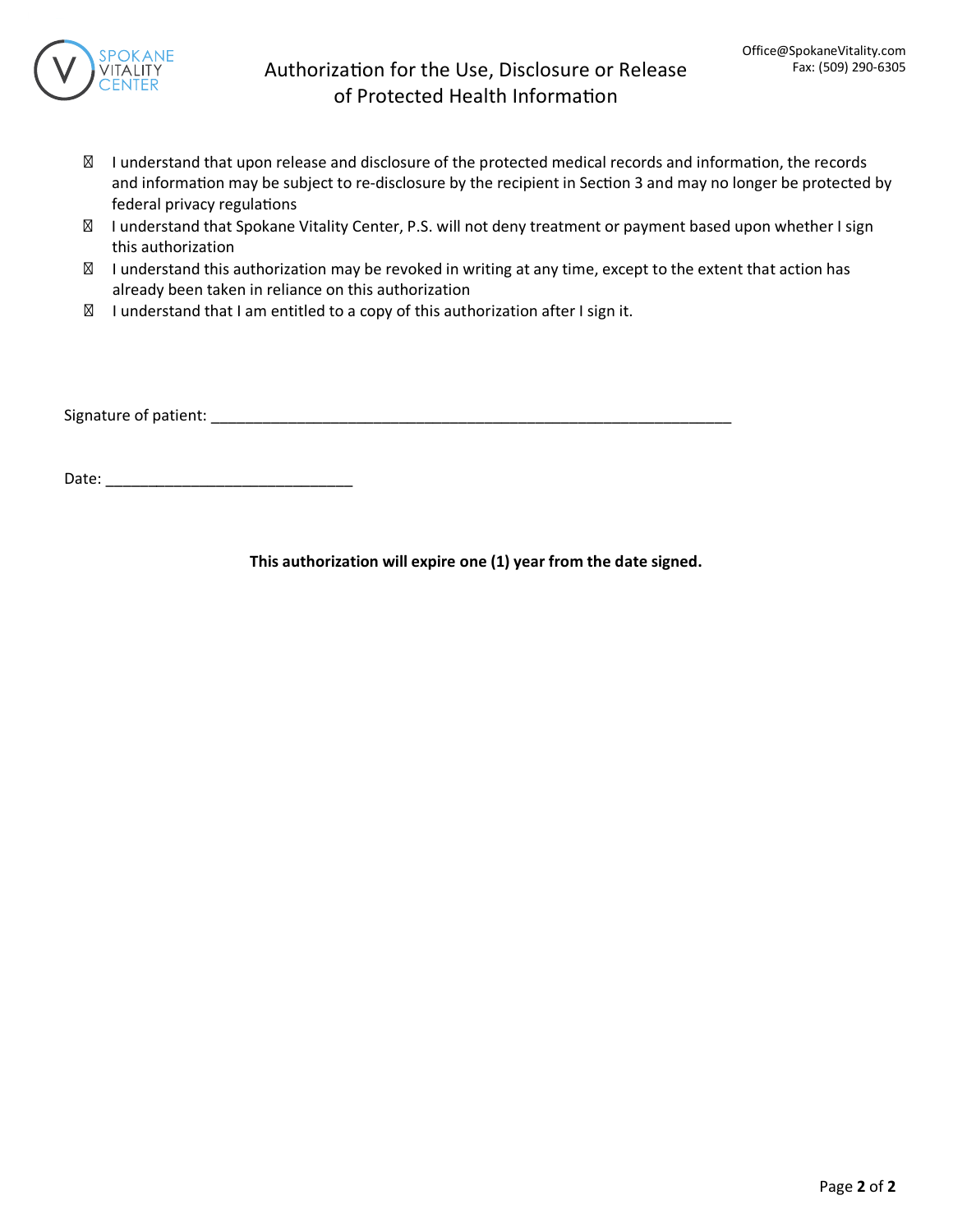- I understand that upon release and disclosure of the protected medical records and information, the records and information may be subject to re-disclosure by the recipient in Section 3 and may no longer be protected by federal privacy regulations
- I understand that Spokane Vitality Center, P.S. will not deny treatment or payment based upon whether I sign this authorization
- I understand this authorization may be revoked in writing at any time, except to the extent that action has already been taken in reliance on this authorization
- I understand that I am entitled to a copy of this authorization after I sign it.

Signature of patient: ______________________________________________________________

Date: _____________________________

**This authorization will expire one (1) year from the date signed.**